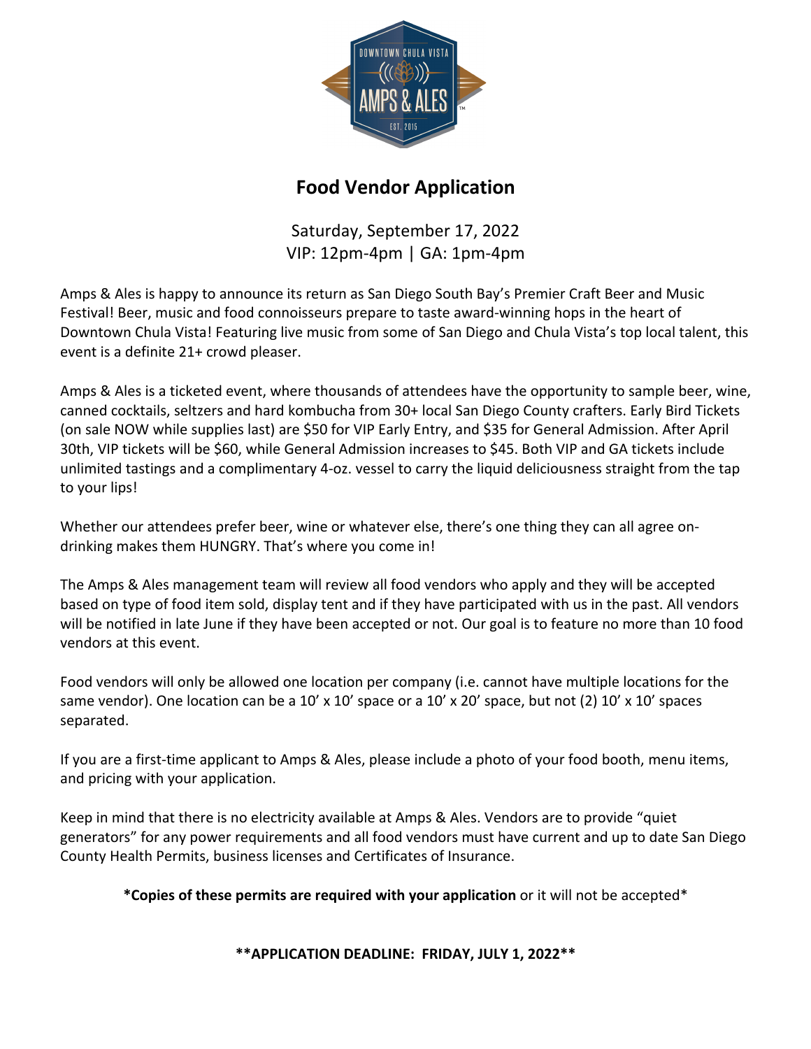# Food Vendor Application

Saturday, September 17, 2022
VIP: 12pm-4pm | GA: 1pm-4pm

Amps & Ales is happy to announce its return as San Diego South Bay's Premier Craft Beer and Music Festival! Beer, music and food connoisseurs prepare to taste award-winning hops in the heart of Downtown Chula Vista! Featuring live music from some of San Diego and Chula Vista's top local talent, this event is a definite 21+ crowd pleaser.

Amps & Ales is a ticketed event, where thousands of attendees have the opportunity to sample beer, wine, canned cocktails, seltzers and hard kombucha from 30+ local San Diego County crafters. Early Bird Tickets (on sale NOW while supplies last) are $50 for VIP Early Entry, and $35 for General Admission. After April 30th, VIP tickets will be $60, while General Admission increases to $45. Both VIP and GA tickets include unlimited tastings and a complimentary 4-oz. vessel to carry the liquid deliciousness straight from the tap to your lips!

Whether our attendees prefer beer, wine or whatever else, there's one thing they can all agree on- drinking makes them HUNGRY. That's where you come in!

The Amps & Ales management team will review all food vendors who apply and they will be accepted based on type of food item sold, display tent and if they have participated with us in the past. All vendors will be notified in late June if they have been accepted or not. Our goal is to feature no more than 10 food vendors at this event.

Food vendors will only be allowed one location per company (i.e. cannot have multiple locations for the same vendor). One location can be a 10' x 10' space or a 10' x 20' space, but not (2) 10' x 10' spaces separated.

If you are a first-time applicant to Amps & Ales, please include a photo of your food booth, menu items, and pricing with your application.

Keep in mind that there is no electricity available at Amps & Ales. Vendors are to provide "quiet generators" for any power requirements and all food vendors must have current and up to date San Diego County Health Permits, business licenses and Certificates of Insurance.

***Copies of these permits are required with your application** or it will not be accepted*

****APPLICATION DEADLINE: FRIDAY, JULY 1, 2022****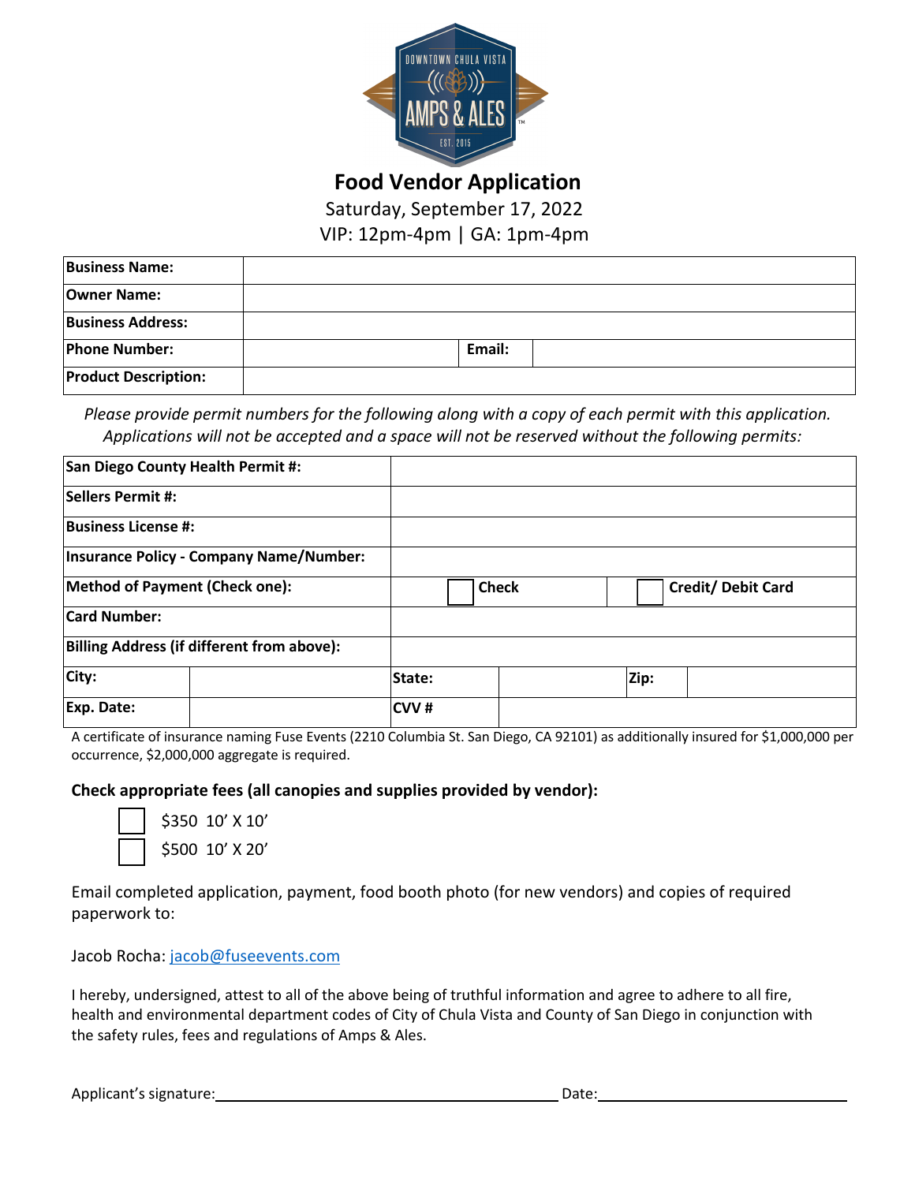DOWNTOWN CHULA VISTA AMPS & ALES EST. 2015

# Food Vendor Application

Saturday, September 17, 2022

VIP: 12pm-4pm | GA: 1pm-4pm

| | | | |
|---|---|---|---|
| **Business Name:** | | | |
| **Owner Name:** | | | |
| **Business Address:** | | | |
| **Phone Number:** | | **Email:** | |
| **Product Description:** | | | |

*Please provide permit numbers for the following along with a copy of each permit with this application. Applications will not be accepted and a space will not be reserved without the following permits:*

| | | | | | |
|---|---|---|---|---|---|
| **San Diego County Health Permit #:** | | | | | |
| **Sellers Permit #:** | | | | | |
| **Business License #:** | | | | | |
| **Insurance Policy - Company Name/Number:** | | | | | |
| **Method of Payment (Check one):** | | ☐ **Check** | | ☐ **Credit/ Debit Card** | |
| **Card Number:** | | | | | |
| **Billing Address (if different from above):** | | | | | |
| **City:** | | **State:** | | **Zip:** | |
| **Exp. Date:** | | **CVV #** | | | |

A certificate of insurance naming Fuse Events (2210 Columbia St. San Diego, CA 92101) as additionally insured for $1,000,000 per occurrence, $2,000,000 aggregate is required.

**Check appropriate fees (all canopies and supplies provided by vendor):**

- ☐ $350 10' X 10'
- ☐ $500 10' X 20'

Email completed application, payment, food booth photo (for new vendors) and copies of required paperwork to:

Jacob Rocha: jacob@fuseevents.com

I hereby, undersigned, attest to all of the above being of truthful information and agree to adhere to all fire, health and environmental department codes of City of Chula Vista and County of San Diego in conjunction with the safety rules, fees and regulations of Amps & Ales.

Applicant's signature:\_\_\_\_\_\_\_\_\_\_\_\_\_\_\_\_\_\_\_\_\_\_\_\_\_\_\_\_\_\_ Date:\_\_\_\_\_\_\_\_\_\_\_\_\_\_\_\_\_\_\_\_